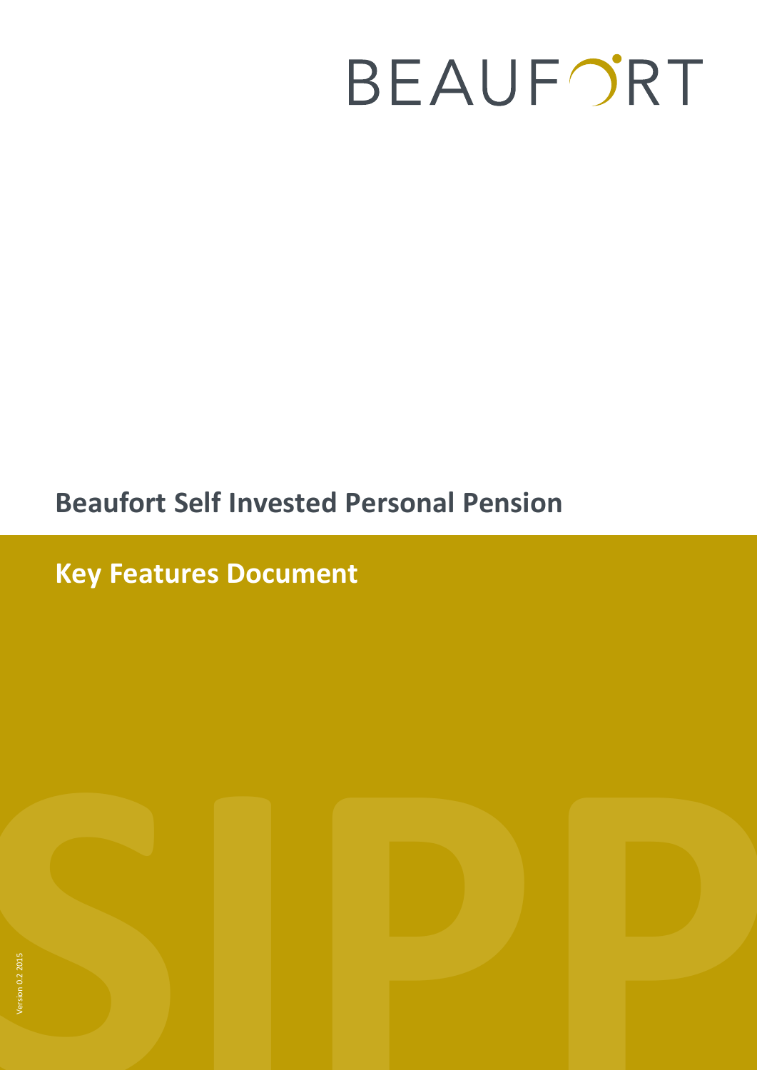BEAUFORT

# Beaufort Self Invested Personal Pension

## Key Features Document

Version 0.2 2015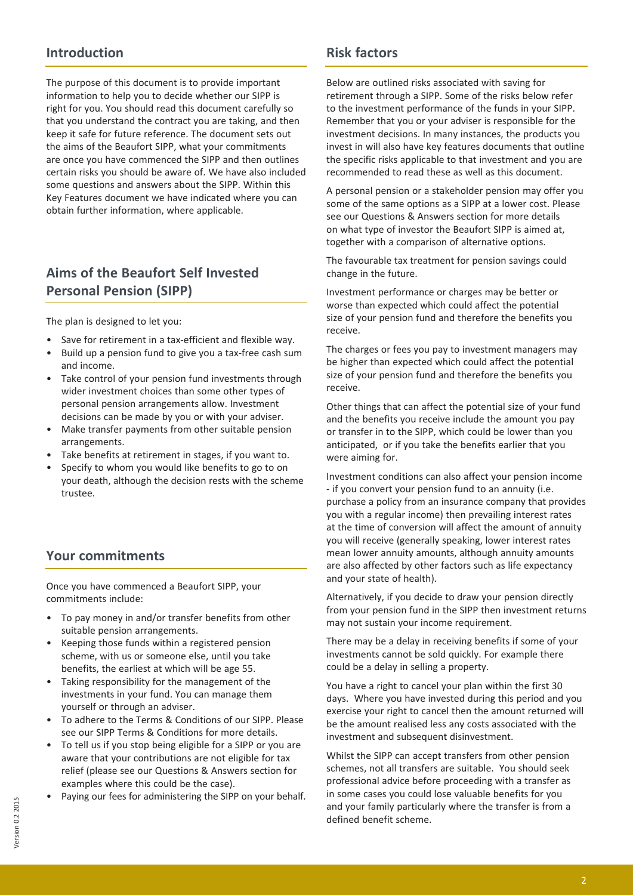## Introduction

The purpose of this document is to provide important information to help you to decide whether our SIPP is right for you. You should read this document carefully so that you understand the contract you are taking, and then keep it safe for future reference. The document sets out the aims of the Beaufort SIPP, what your commitments are once you have commenced the SIPP and then outlines certain risks you should be aware of. We have also included some questions and answers about the SIPP. Within this Key Features document we have indicated where you can obtain further information, where applicable.

## Aims of the Beaufort Self Invested Personal Pension (SIPP)

The plan is designed to let you:

- Save for retirement in a tax-efficient and flexible way.
- Build up a pension fund to give you a tax-free cash sum and income.
- Take control of your pension fund investments through wider investment choices than some other types of personal pension arrangements allow. Investment decisions can be made by you or with your adviser.
- Make transfer payments from other suitable pension arrangements.
- Take benefits at retirement in stages, if you want to.
- Specify to whom you would like benefits to go to on your death, although the decision rests with the scheme trustee.

## Your commitments

Once you have commenced a Beaufort SIPP, your commitments include:

- To pay money in and/or transfer benefits from other suitable pension arrangements.
- Keeping those funds within a registered pension scheme, with us or someone else, until you take benefits, the earliest at which will be age 55.
- Taking responsibility for the management of the investments in your fund. You can manage them yourself or through an adviser.
- To adhere to the Terms & Conditions of our SIPP. Please see our SIPP Terms & Conditions for more details.
- To tell us if you stop being eligible for a SIPP or you are aware that your contributions are not eligible for tax relief (please see our Questions & Answers section for examples where this could be the case).
- Paying our fees for administering the SIPP on your behalf.

## Risk factors

Below are outlined risks associated with saving for retirement through a SIPP. Some of the risks below refer to the investment performance of the funds in your SIPP. Remember that you or your adviser is responsible for the investment decisions. In many instances, the products you invest in will also have key features documents that outline the specific risks applicable to that investment and you are recommended to read these as well as this document.

A personal pension or a stakeholder pension may offer you some of the same options as a SIPP at a lower cost. Please see our Questions & Answers section for more details on what type of investor the Beaufort SIPP is aimed at, together with a comparison of alternative options.

The favourable tax treatment for pension savings could change in the future.

Investment performance or charges may be better or worse than expected which could affect the potential size of your pension fund and therefore the benefits you receive.

The charges or fees you pay to investment managers may be higher than expected which could affect the potential size of your pension fund and therefore the benefits you receive.

Other things that can affect the potential size of your fund and the benefits you receive include the amount you pay or transfer in to the SIPP, which could be lower than you anticipated, or if you take the benefits earlier that you were aiming for.

Investment conditions can also affect your pension income - if you convert your pension fund to an annuity (i.e. purchase a policy from an insurance company that provides you with a regular income) then prevailing interest rates at the time of conversion will affect the amount of annuity you will receive (generally speaking, lower interest rates mean lower annuity amounts, although annuity amounts are also affected by other factors such as life expectancy and your state of health).

Alternatively, if you decide to draw your pension directly from your pension fund in the SIPP then investment returns may not sustain your income requirement.

There may be a delay in receiving benefits if some of your investments cannot be sold quickly. For example there could be a delay in selling a property.

You have a right to cancel your plan within the first 30 days. Where you have invested during this period and you exercise your right to cancel then the amount returned will be the amount realised less any costs associated with the investment and subsequent disinvestment.

Whilst the SIPP can accept transfers from other pension schemes, not all transfers are suitable. You should seek professional advice before proceeding with a transfer as in some cases you could lose valuable benefits for you and your family particularly where the transfer is from a defined benefit scheme.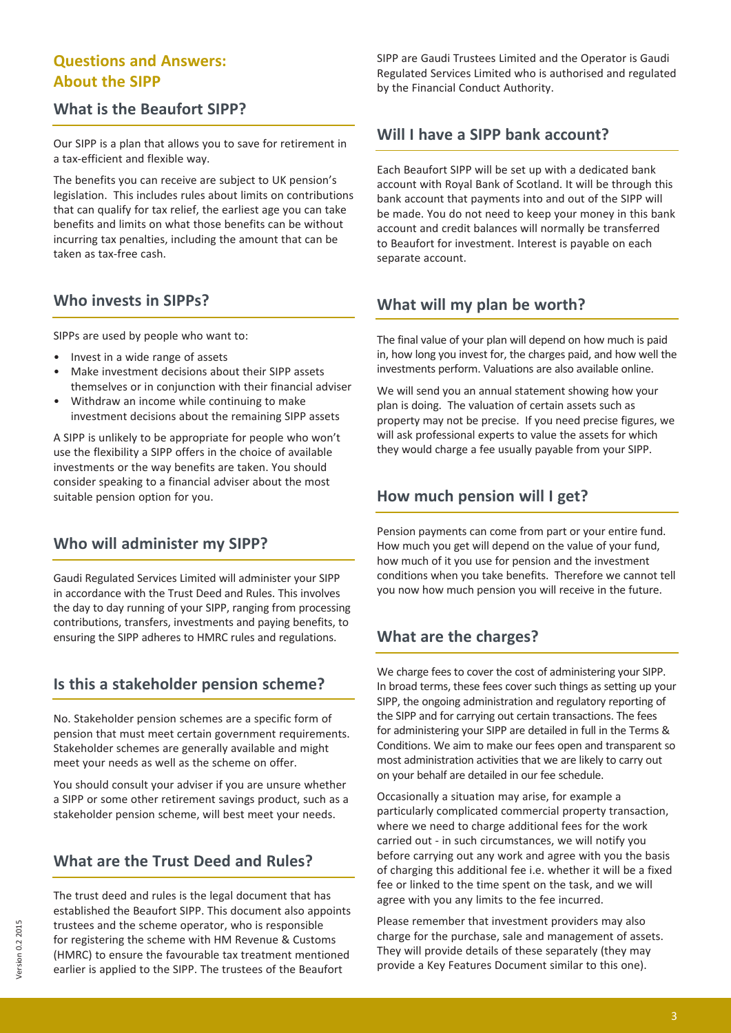# Questions and Answers: About the SIPP

## What is the Beaufort SIPP?

Our SIPP is a plan that allows you to save for retirement in a tax-efficient and flexible way.

The benefits you can receive are subject to UK pension's legislation. This includes rules about limits on contributions that can qualify for tax relief, the earliest age you can take benefits and limits on what those benefits can be without incurring tax penalties, including the amount that can be taken as tax-free cash.

## Who invests in SIPPs?

SIPPs are used by people who want to:

- Invest in a wide range of assets
- Make investment decisions about their SIPP assets themselves or in conjunction with their financial adviser
- Withdraw an income while continuing to make investment decisions about the remaining SIPP assets

A SIPP is unlikely to be appropriate for people who won't use the flexibility a SIPP offers in the choice of available investments or the way benefits are taken. You should consider speaking to a financial adviser about the most suitable pension option for you.

## Who will administer my SIPP?

Gaudi Regulated Services Limited will administer your SIPP in accordance with the Trust Deed and Rules. This involves the day to day running of your SIPP, ranging from processing contributions, transfers, investments and paying benefits, to ensuring the SIPP adheres to HMRC rules and regulations.

## Is this a stakeholder pension scheme?

No. Stakeholder pension schemes are a specific form of pension that must meet certain government requirements. Stakeholder schemes are generally available and might meet your needs as well as the scheme on offer.

You should consult your adviser if you are unsure whether a SIPP or some other retirement savings product, such as a stakeholder pension scheme, will best meet your needs.

## What are the Trust Deed and Rules?

The trust deed and rules is the legal document that has established the Beaufort SIPP. This document also appoints trustees and the scheme operator, who is responsible for registering the scheme with HM Revenue & Customs (HMRC) to ensure the favourable tax treatment mentioned earlier is applied to the SIPP. The trustees of the Beaufort SIPP are Gaudi Trustees Limited and the Operator is Gaudi Regulated Services Limited who is authorised and regulated by the Financial Conduct Authority.

## Will I have a SIPP bank account?

Each Beaufort SIPP will be set up with a dedicated bank account with Royal Bank of Scotland. It will be through this bank account that payments into and out of the SIPP will be made. You do not need to keep your money in this bank account and credit balances will normally be transferred to Beaufort for investment. Interest is payable on each separate account.

## What will my plan be worth?

The final value of your plan will depend on how much is paid in, how long you invest for, the charges paid, and how well the investments perform. Valuations are also available online.

We will send you an annual statement showing how your plan is doing. The valuation of certain assets such as property may not be precise. If you need precise figures, we will ask professional experts to value the assets for which they would charge a fee usually payable from your SIPP.

## How much pension will I get?

Pension payments can come from part or your entire fund. How much you get will depend on the value of your fund, how much of it you use for pension and the investment conditions when you take benefits. Therefore we cannot tell you now how much pension you will receive in the future.

## What are the charges?

We charge fees to cover the cost of administering your SIPP. In broad terms, these fees cover such things as setting up your SIPP, the ongoing administration and regulatory reporting of the SIPP and for carrying out certain transactions. The fees for administering your SIPP are detailed in full in the Terms & Conditions. We aim to make our fees open and transparent so most administration activities that we are likely to carry out on your behalf are detailed in our fee schedule.

Occasionally a situation may arise, for example a particularly complicated commercial property transaction, where we need to charge additional fees for the work carried out - in such circumstances, we will notify you before carrying out any work and agree with you the basis of charging this additional fee i.e. whether it will be a fixed fee or linked to the time spent on the task, and we will agree with you any limits to the fee incurred.

Please remember that investment providers may also charge for the purchase, sale and management of assets. They will provide details of these separately (they may provide a Key Features Document similar to this one).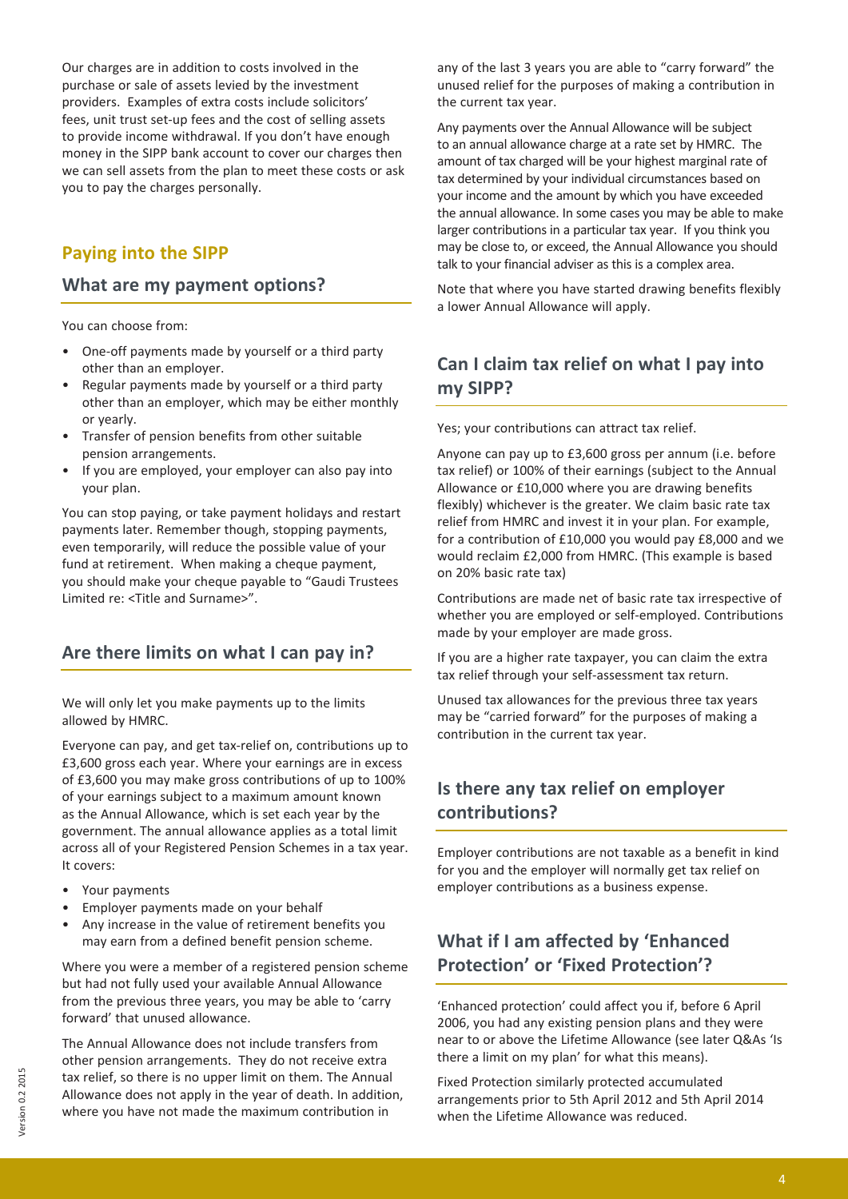Our charges are in addition to costs involved in the purchase or sale of assets levied by the investment providers. Examples of extra costs include solicitors' fees, unit trust set-up fees and the cost of selling assets to provide income withdrawal. If you don't have enough money in the SIPP bank account to cover our charges then we can sell assets from the plan to meet these costs or ask you to pay the charges personally.

# Paying into the SIPP

## What are my payment options?

You can choose from:

- One-off payments made by yourself or a third party other than an employer.
- Regular payments made by yourself or a third party other than an employer, which may be either monthly or yearly.
- Transfer of pension benefits from other suitable pension arrangements.
- If you are employed, your employer can also pay into your plan.

You can stop paying, or take payment holidays and restart payments later. Remember though, stopping payments, even temporarily, will reduce the possible value of your fund at retirement. When making a cheque payment, you should make your cheque payable to "Gaudi Trustees Limited re: <Title and Surname>".

## Are there limits on what I can pay in?

We will only let you make payments up to the limits allowed by HMRC.

Everyone can pay, and get tax-relief on, contributions up to £3,600 gross each year. Where your earnings are in excess of £3,600 you may make gross contributions of up to 100% of your earnings subject to a maximum amount known as the Annual Allowance, which is set each year by the government. The annual allowance applies as a total limit across all of your Registered Pension Schemes in a tax year. It covers:

- Your payments
- Employer payments made on your behalf
- Any increase in the value of retirement benefits you may earn from a defined benefit pension scheme.

Where you were a member of a registered pension scheme but had not fully used your available Annual Allowance from the previous three years, you may be able to 'carry forward' that unused allowance.

The Annual Allowance does not include transfers from other pension arrangements. They do not receive extra tax relief, so there is no upper limit on them. The Annual Allowance does not apply in the year of death. In addition, where you have not made the maximum contribution in any of the last 3 years you are able to "carry forward" the unused relief for the purposes of making a contribution in the current tax year.

Any payments over the Annual Allowance will be subject to an annual allowance charge at a rate set by HMRC. The amount of tax charged will be your highest marginal rate of tax determined by your individual circumstances based on your income and the amount by which you have exceeded the annual allowance. In some cases you may be able to make larger contributions in a particular tax year. If you think you may be close to, or exceed, the Annual Allowance you should talk to your financial adviser as this is a complex area.

Note that where you have started drawing benefits flexibly a lower Annual Allowance will apply.

## Can I claim tax relief on what I pay into my SIPP?

Yes; your contributions can attract tax relief.

Anyone can pay up to £3,600 gross per annum (i.e. before tax relief) or 100% of their earnings (subject to the Annual Allowance or £10,000 where you are drawing benefits flexibly) whichever is the greater. We claim basic rate tax relief from HMRC and invest it in your plan. For example, for a contribution of £10,000 you would pay £8,000 and we would reclaim £2,000 from HMRC. (This example is based on 20% basic rate tax)

Contributions are made net of basic rate tax irrespective of whether you are employed or self-employed. Contributions made by your employer are made gross.

If you are a higher rate taxpayer, you can claim the extra tax relief through your self-assessment tax return.

Unused tax allowances for the previous three tax years may be "carried forward" for the purposes of making a contribution in the current tax year.

## Is there any tax relief on employer contributions?

Employer contributions are not taxable as a benefit in kind for you and the employer will normally get tax relief on employer contributions as a business expense.

## What if I am affected by 'Enhanced Protection' or 'Fixed Protection'?

'Enhanced protection' could affect you if, before 6 April 2006, you had any existing pension plans and they were near to or above the Lifetime Allowance (see later Q&As 'Is there a limit on my plan' for what this means).

Fixed Protection similarly protected accumulated arrangements prior to 5th April 2012 and 5th April 2014 when the Lifetime Allowance was reduced.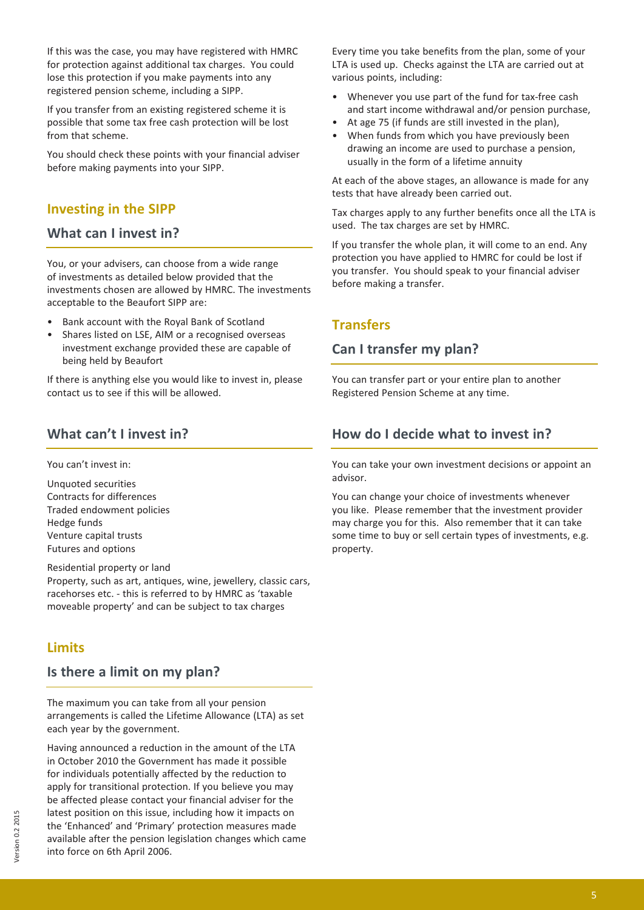If this was the case, you may have registered with HMRC for protection against additional tax charges. You could lose this protection if you make payments into any registered pension scheme, including a SIPP.

If you transfer from an existing registered scheme it is possible that some tax free cash protection will be lost from that scheme.

You should check these points with your financial adviser before making payments into your SIPP.

## Investing in the SIPP

### What can I invest in?

You, or your advisers, can choose from a wide range of investments as detailed below provided that the investments chosen are allowed by HMRC. The investments acceptable to the Beaufort SIPP are:

- Bank account with the Royal Bank of Scotland
- Shares listed on LSE, AIM or a recognised overseas investment exchange provided these are capable of being held by Beaufort

If there is anything else you would like to invest in, please contact us to see if this will be allowed.

### What can't I invest in?

You can't invest in:

Unquoted securities
Contracts for differences
Traded endowment policies
Hedge funds
Venture capital trusts
Futures and options

Residential property or land
Property, such as art, antiques, wine, jewellery, classic cars, racehorses etc. - this is referred to by HMRC as 'taxable moveable property' and can be subject to tax charges

## Limits

### Is there a limit on my plan?

The maximum you can take from all your pension arrangements is called the Lifetime Allowance (LTA) as set each year by the government.

Having announced a reduction in the amount of the LTA in October 2010 the Government has made it possible for individuals potentially affected by the reduction to apply for transitional protection. If you believe you may be affected please contact your financial adviser for the latest position on this issue, including how it impacts on the 'Enhanced' and 'Primary' protection measures made available after the pension legislation changes which came into force on 6th April 2006.

Every time you take benefits from the plan, some of your LTA is used up. Checks against the LTA are carried out at various points, including:

- Whenever you use part of the fund for tax-free cash and start income withdrawal and/or pension purchase,
- At age 75 (if funds are still invested in the plan),
- When funds from which you have previously been drawing an income are used to purchase a pension, usually in the form of a lifetime annuity

At each of the above stages, an allowance is made for any tests that have already been carried out.

Tax charges apply to any further benefits once all the LTA is used. The tax charges are set by HMRC.

If you transfer the whole plan, it will come to an end. Any protection you have applied to HMRC for could be lost if you transfer. You should speak to your financial adviser before making a transfer.

## Transfers

### Can I transfer my plan?

You can transfer part or your entire plan to another Registered Pension Scheme at any time.

### How do I decide what to invest in?

You can take your own investment decisions or appoint an advisor.

You can change your choice of investments whenever you like. Please remember that the investment provider may charge you for this. Also remember that it can take some time to buy or sell certain types of investments, e.g. property.

Version 0.2 2015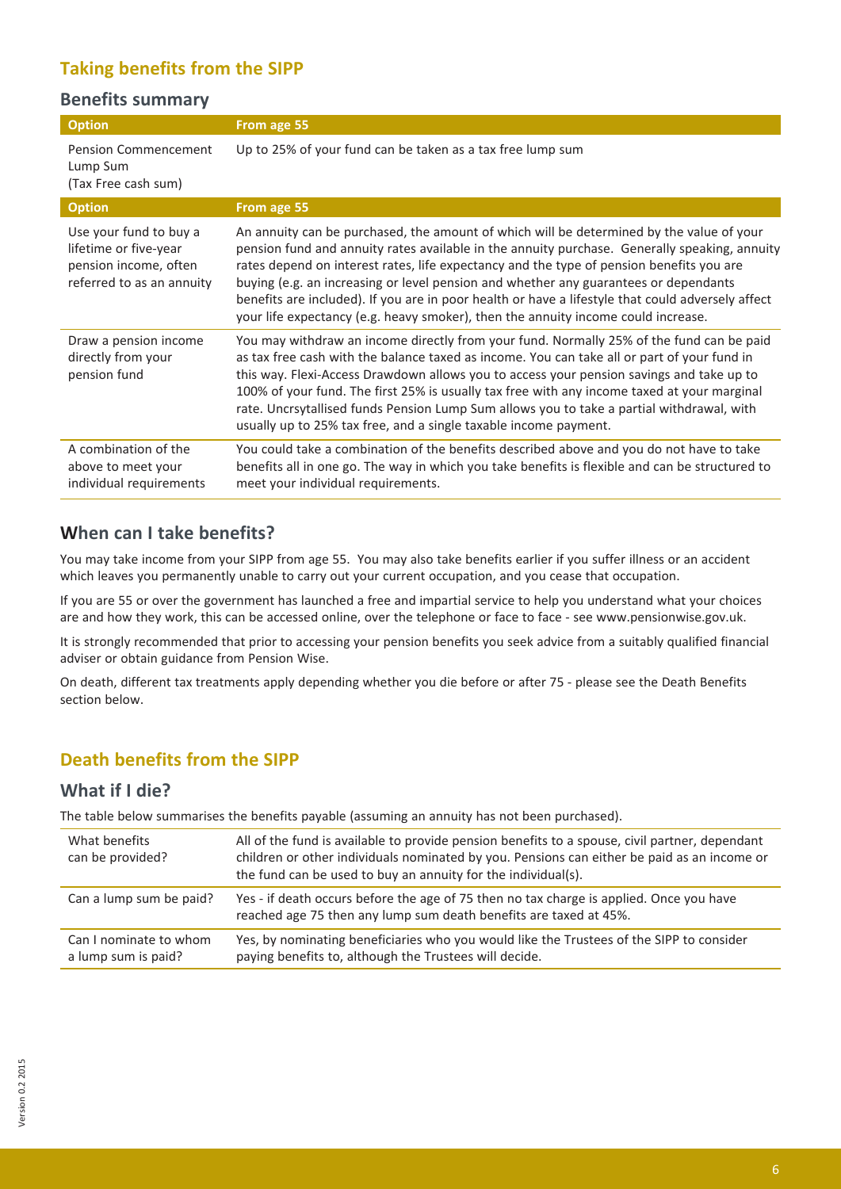## Taking benefits from the SIPP

### Benefits summary

| Option | From age 55 |
|---|---|
| Pension Commencement Lump Sum (Tax Free cash sum) | Up to 25% of your fund can be taken as a tax free lump sum |
| **Option** | **From age 55** |
| Use your fund to buy a lifetime or five-year pension income, often referred to as an annuity | An annuity can be purchased, the amount of which will be determined by the value of your pension fund and annuity rates available in the annuity purchase. Generally speaking, annuity rates depend on interest rates, life expectancy and the type of pension benefits you are buying (e.g. an increasing or level pension and whether any guarantees or dependants benefits are included). If you are in poor health or have a lifestyle that could adversely affect your life expectancy (e.g. heavy smoker), then the annuity income could increase. |
| Draw a pension income directly from your pension fund | You may withdraw an income directly from your fund. Normally 25% of the fund can be paid as tax free cash with the balance taxed as income. You can take all or part of your fund in this way. Flexi-Access Drawdown allows you to access your pension savings and take up to 100% of your fund. The first 25% is usually tax free with any income taxed at your marginal rate. Uncrsytallised funds Pension Lump Sum allows you to take a partial withdrawal, with usually up to 25% tax free, and a single taxable income payment. |
| A combination of the above to meet your individual requirements | You could take a combination of the benefits described above and you do not have to take benefits all in one go. The way in which you take benefits is flexible and can be structured to meet your individual requirements. |

### When can I take benefits?

You may take income from your SIPP from age 55. You may also take benefits earlier if you suffer illness or an accident which leaves you permanently unable to carry out your current occupation, and you cease that occupation.

If you are 55 or over the government has launched a free and impartial service to help you understand what your choices are and how they work, this can be accessed online, over the telephone or face to face - see www.pensionwise.gov.uk.

It is strongly recommended that prior to accessing your pension benefits you seek advice from a suitably qualified financial adviser or obtain guidance from Pension Wise.

On death, different tax treatments apply depending whether you die before or after 75 - please see the Death Benefits section below.

## Death benefits from the SIPP

### What if I die?

The table below summarises the benefits payable (assuming an annuity has not been purchased).

| | |
|---|---|
| What benefits can be provided? | All of the fund is available to provide pension benefits to a spouse, civil partner, dependant children or other individuals nominated by you. Pensions can either be paid as an income or the fund can be used to buy an annuity for the individual(s). |
| Can a lump sum be paid? | Yes - if death occurs before the age of 75 then no tax charge is applied. Once you have reached age 75 then any lump sum death benefits are taxed at 45%. |
| Can I nominate to whom a lump sum is paid? | Yes, by nominating beneficiaries who you would like the Trustees of the SIPP to consider paying benefits to, although the Trustees will decide. |

Version 0.2 2015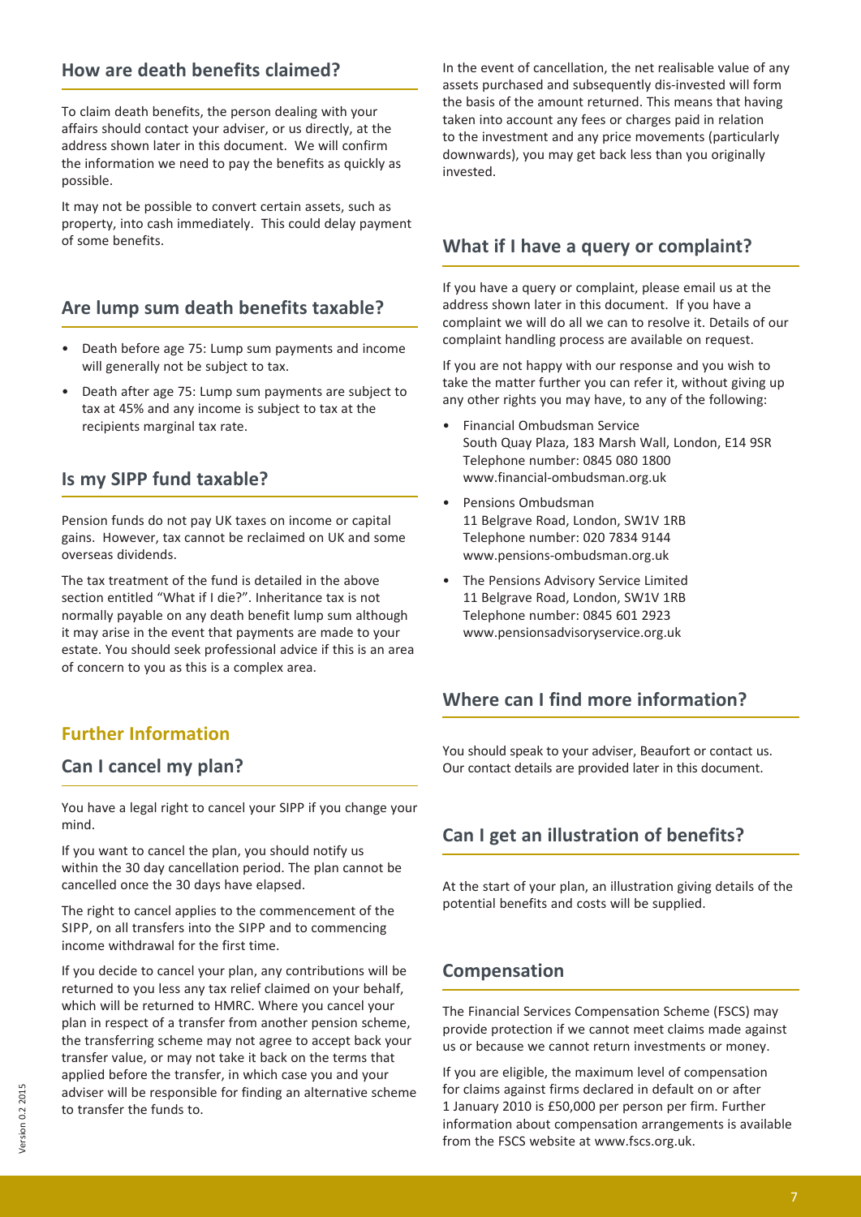## How are death benefits claimed?

To claim death benefits, the person dealing with your affairs should contact your adviser, or us directly, at the address shown later in this document. We will confirm the information we need to pay the benefits as quickly as possible.

It may not be possible to convert certain assets, such as property, into cash immediately. This could delay payment of some benefits.

## Are lump sum death benefits taxable?

- Death before age 75: Lump sum payments and income will generally not be subject to tax.
- Death after age 75: Lump sum payments are subject to tax at 45% and any income is subject to tax at the recipients marginal tax rate.

## Is my SIPP fund taxable?

Pension funds do not pay UK taxes on income or capital gains. However, tax cannot be reclaimed on UK and some overseas dividends.

The tax treatment of the fund is detailed in the above section entitled "What if I die?". Inheritance tax is not normally payable on any death benefit lump sum although it may arise in the event that payments are made to your estate. You should seek professional advice if this is an area of concern to you as this is a complex area.

# Further Information

## Can I cancel my plan?

You have a legal right to cancel your SIPP if you change your mind.

If you want to cancel the plan, you should notify us within the 30 day cancellation period. The plan cannot be cancelled once the 30 days have elapsed.

The right to cancel applies to the commencement of the SIPP, on all transfers into the SIPP and to commencing income withdrawal for the first time.

If you decide to cancel your plan, any contributions will be returned to you less any tax relief claimed on your behalf, which will be returned to HMRC. Where you cancel your plan in respect of a transfer from another pension scheme, the transferring scheme may not agree to accept back your transfer value, or may not take it back on the terms that applied before the transfer, in which case you and your adviser will be responsible for finding an alternative scheme to transfer the funds to.

In the event of cancellation, the net realisable value of any assets purchased and subsequently dis-invested will form the basis of the amount returned. This means that having taken into account any fees or charges paid in relation to the investment and any price movements (particularly downwards), you may get back less than you originally invested.

## What if I have a query or complaint?

If you have a query or complaint, please email us at the address shown later in this document. If you have a complaint we will do all we can to resolve it. Details of our complaint handling process are available on request.

If you are not happy with our response and you wish to take the matter further you can refer it, without giving up any other rights you may have, to any of the following:

- Financial Ombudsman Service
  South Quay Plaza, 183 Marsh Wall, London, E14 9SR
  Telephone number: 0845 080 1800
  www.financial-ombudsman.org.uk
- Pensions Ombudsman
  11 Belgrave Road, London, SW1V 1RB
  Telephone number: 020 7834 9144
  www.pensions-ombudsman.org.uk
- The Pensions Advisory Service Limited
  11 Belgrave Road, London, SW1V 1RB
  Telephone number: 0845 601 2923
  www.pensionsadvisoryservice.org.uk

## Where can I find more information?

You should speak to your adviser, Beaufort or contact us. Our contact details are provided later in this document.

## Can I get an illustration of benefits?

At the start of your plan, an illustration giving details of the potential benefits and costs will be supplied.

## Compensation

The Financial Services Compensation Scheme (FSCS) may provide protection if we cannot meet claims made against us or because we cannot return investments or money.

If you are eligible, the maximum level of compensation for claims against firms declared in default on or after 1 January 2010 is £50,000 per person per firm. Further information about compensation arrangements is available from the FSCS website at www.fscs.org.uk.

Version 0.2 2015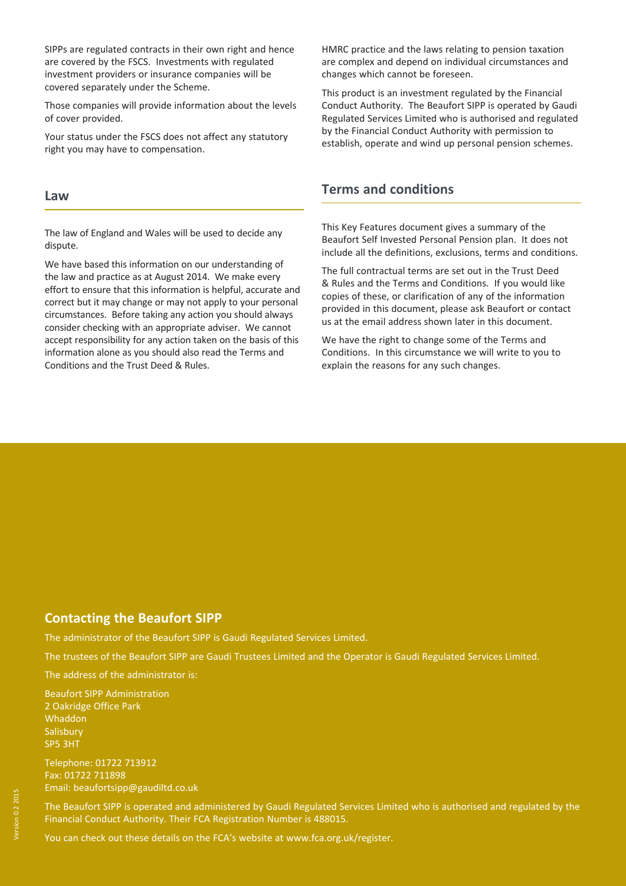SIPPs are regulated contracts in their own right and hence are covered by the FSCS. Investments with regulated investment providers or insurance companies will be covered separately under the Scheme.

Those companies will provide information about the levels of cover provided.

Your status under the FSCS does not affect any statutory right you may have to compensation.

## Law

The law of England and Wales will be used to decide any dispute.

We have based this information on our understanding of the law and practice as at August 2014. We make every effort to ensure that this information is helpful, accurate and correct but it may change or may not apply to your personal circumstances. Before taking any action you should always consider checking with an appropriate adviser. We cannot accept responsibility for any action taken on the basis of this information alone as you should also read the Terms and Conditions and the Trust Deed & Rules.

HMRC practice and the laws relating to pension taxation are complex and depend on individual circumstances and changes which cannot be foreseen.

This product is an investment regulated by the Financial Conduct Authority. The Beaufort SIPP is operated by Gaudi Regulated Services Limited who is authorised and regulated by the Financial Conduct Authority with permission to establish, operate and wind up personal pension schemes.

## Terms and conditions

This Key Features document gives a summary of the Beaufort Self Invested Personal Pension plan. It does not include all the definitions, exclusions, terms and conditions.

The full contractual terms are set out in the Trust Deed & Rules and the Terms and Conditions. If you would like copies of these, or clarification of any of the information provided in this document, please ask Beaufort or contact us at the email address shown later in this document.

We have the right to change some of the Terms and Conditions. In this circumstance we will write to you to explain the reasons for any such changes.

## Contacting the Beaufort SIPP

The administrator of the Beaufort SIPP is Gaudi Regulated Services Limited.

The trustees of the Beaufort SIPP are Gaudi Trustees Limited and the Operator is Gaudi Regulated Services Limited.

The address of the administrator is:

Beaufort SIPP Administration
2 Oakridge Office Park
Whaddon
Salisbury
SP5 3HT

Telephone: 01722 713912
Fax: 01722 711898
Email: beaufortsipp@gaudiltd.co.uk

The Beaufort SIPP is operated and administered by Gaudi Regulated Services Limited who is authorised and regulated by the Financial Conduct Authority. Their FCA Registration Number is 488015.

You can check out these details on the FCA's website at www.fca.org.uk/register.

Version 0.2 2015